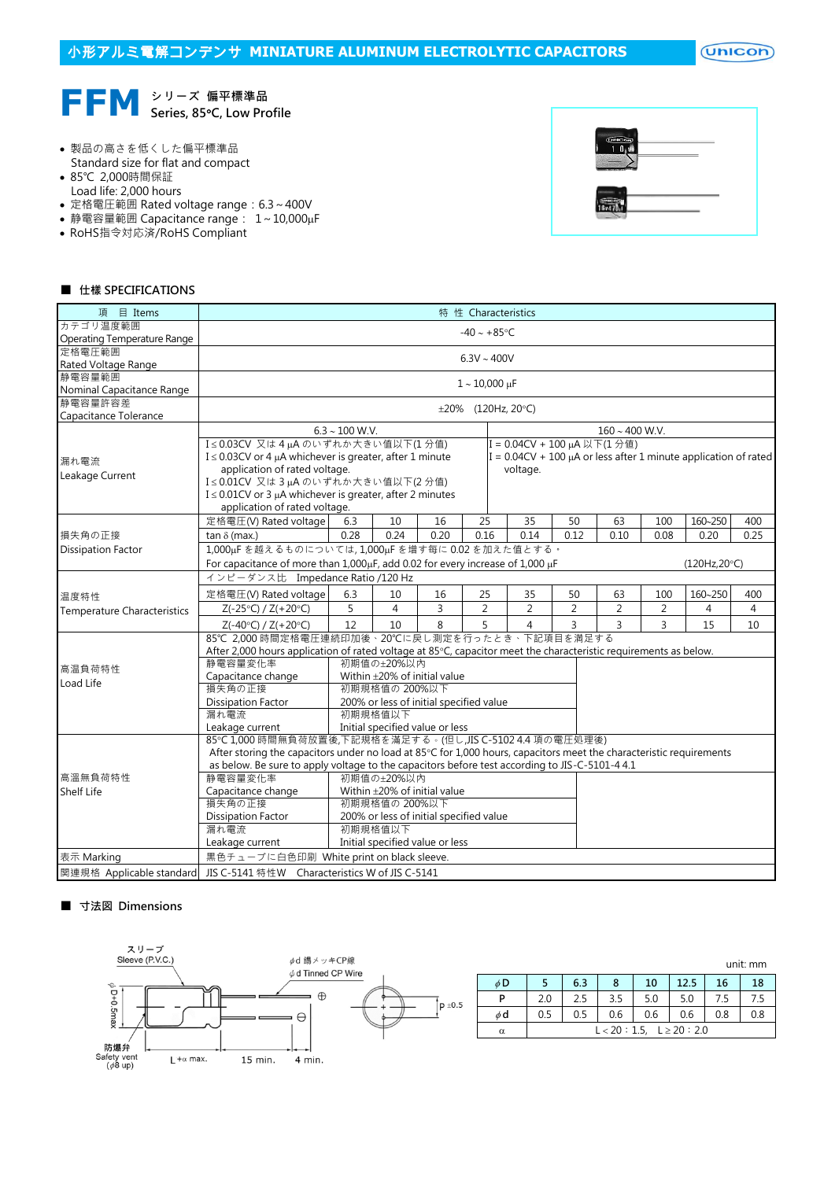# 小形アルミ電解コンデンサ MINIATURE ALUMINUM ELECTROLYTIC CAPACITORS

## FFM シリーズ 偏平標準品 Series, 85°C, Low Profile

- 製品の高さを低くした偏平標準品
  Standard size for flat and compact
- 85℃ 2,000時間保証
  Load life: 2,000 hours
- 定格電圧範囲 Rated voltage range：6.3～400V
- 静電容量範囲 Capacitance range： 1～10,000μF
- RoHS指令対応済/RoHS Compliant

### ■ 仕様 SPECIFICATIONS

| 項　目 Items | 特　性 Characteristics | | | | | | | | | | |
|---|---|---|---|---|---|---|---|---|---|---|---|
| カテゴリ温度範囲 Operating Temperature Range | -40～+85°C | | | | | | | | | | |
| 定格電圧範囲 Rated Voltage Range | 6.3V～400V | | | | | | | | | | |
| 静電容量範囲 Nominal Capacitance Range | 1～10,000 μF | | | | | | | | | | |
| 静電容量許容差 Capacitance Tolerance | ±20%　(120Hz, 20°C) | | | | | | | | | | |
| 漏れ電流 Leakage Current | 6.3～100 W.V. | | | | | 160～400 W.V. | | | | | |
| | I≤0.03CV 又は 4 μA のいずれか大きい値以下(1 分值) I≤0.03CV or 4 μA whichever is greater, after 1 minute application of rated voltage. I≤0.01CV 又は 3 μA のいずれか大きい値以下(2 分值) I≤0.01CV or 3 μA whichever is greater, after 2 minutes application of rated voltage. | | | | | I = 0.04CV + 100 μA 以下(1 分值) I = 0.04CV + 100 μA or less after 1 minute application of rated voltage. | | | | | |
| 損失角の正接 Dissipation Factor | 定格電圧(V) Rated voltage | 6.3 | 10 | 16 | 25 | 35 | 50 | 63 | 100 | 160~250 | 400 |
| | tan δ (max.) | 0.28 | 0.24 | 0.20 | 0.16 | 0.14 | 0.12 | 0.10 | 0.08 | 0.20 | 0.25 |
| | 1,000μF を越えるものについては, 1,000μF を増す毎に 0.02 を加えた値とする。 For capacitance of more than 1,000μF, add 0.02 for every increase of 1,000 μF (120Hz,20°C) | | | | | | | | | | |
| 温度特性 Temperature Characteristics | インピーダンス比　Impedance Ratio /120 Hz | | | | | | | | | | |
| | 定格電圧(V) Rated voltage | 6.3 | 10 | 16 | 25 | 35 | 50 | 63 | 100 | 160~250 | 400 |
| | Z(-25°C) / Z(+20°C) | 5 | 4 | 3 | 2 | 2 | 2 | 2 | 2 | 4 | 4 |
| | Z(-40°C) / Z(+20°C) | 12 | 10 | 8 | 5 | 4 | 3 | 3 | 3 | 15 | 10 |
| 高温負荷特性 Load Life | 85℃ 2,000 時間定格電圧連続印加後、20°Cに戻し測定を行ったとき、下記項目を満足する After 2,000 hours application of rated voltage at 85°C, capacitor meet the characteristic requirements as below. | | | | | | | | | | |
| | 静電容量変化率 Capacitance change | 初期値の±20%以内 Within ±20% of initial value | | | | | | | | | |
| | 損失角の正接 Dissipation Factor | 初期規格値の 200%以下 200% or less of initial specified value | | | | | | | | | |
| | 漏れ電流 Leakage current | 初期規格値以下 Initial specified value or less | | | | | | | | | |
| 高温無負荷特性 Shelf Life | 85°C 1,000 時間無負荷放置後,下記規格を満足する。(但し,JIS C-5102 4.4 項の電圧処理後) After storing the capacitors under no load at 85°C for 1,000 hours, capacitors meet the characteristic requirements as below. Be sure to apply voltage to the capacitors before test according to JIS-C-5101-4 4.1 | | | | | | | | | | |
| | 静電容量変化率 Capacitance change | 初期値の±20%以内 Within ±20% of initial value | | | | | | | | | |
| | 損失角の正接 Dissipation Factor | 初期規格値の 200%以下 200% or less of initial specified value | | | | | | | | | |
| | 漏れ電流 Leakage current | 初期規格値以下 Initial specified value or less | | | | | | | | | |
| 表示 Marking | 黒色チューブに白色印刷 White print on black sleeve. | | | | | | | | | | |
| 関連規格 Applicable standard | JIS C-5141 特性W　Characteristics W of JIS C-5141 | | | | | | | | | | |

### ■ 寸法図 Dimensions

スリーブ Sleeve (P.V.C.)　φd 錫メッキCP線 φd Tinned CP Wire　φD+0.5max　P ±0.5　防爆弁 Safety vent (φ8 up)　L+α max.　15 min.　4 min.

unit: mm

| φD | 5 | 6.3 | 8 | 10 | 12.5 | 16 | 18 |
|---|---|---|---|---|---|---|---|
| P | 2.0 | 2.5 | 3.5 | 5.0 | 5.0 | 7.5 | 7.5 |
| φd | 0.5 | 0.5 | 0.6 | 0.6 | 0.6 | 0.8 | 0.8 |
| α | L＜20：1.5,　L≥20：2.0 | | | | | | |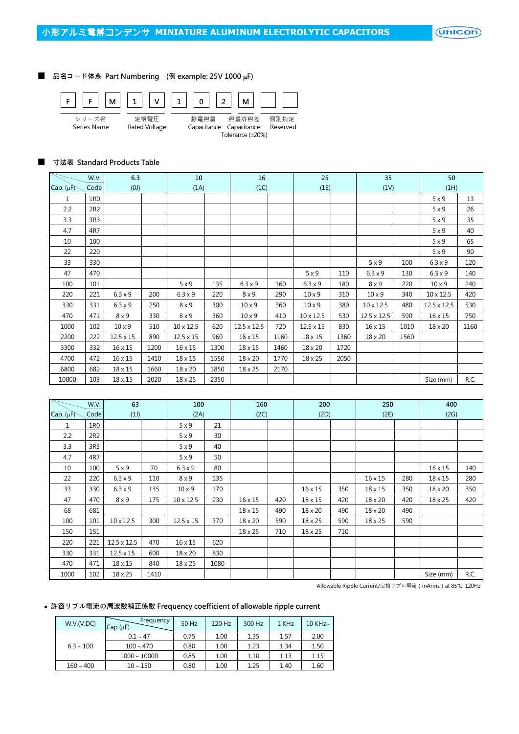## 小形アルミ電解コンデンサ MINIATURE ALUMINUM ELECTROLYTIC CAPACITORS

■ 品名コード体系 Part Numbering (例 example: 25V 1000 μF)

| F | F | M | 1 | V | 1 | 0 | 2 | M | | |
|---|---|---|---|---|---|---|---|---|---|---|
| シリーズ名 Series Name | | | 定格電圧 Rated Voltage | | 静電容量 Capacitance | | | 容量許容差 Capacitance Tolerance (±20%) | 個別指定 Reserved | |

■ 寸法表 Standard Products Table

| Cap. (μF) \ W.V. Code | | 6.3 (0J) | | 10 (1A) | | 16 (1C) | | 25 (1E) | | 35 (1V) | | 50 (1H) | |
|---|---|---|---|---|---|---|---|---|---|---|---|---|---|
| 1 | 1R0 | | | | | | | | | | | 5 x 9 | 13 |
| 2.2 | 2R2 | | | | | | | | | | | 5 x 9 | 26 |
| 3.3 | 3R3 | | | | | | | | | | | 5 x 9 | 35 |
| 4.7 | 4R7 | | | | | | | | | | | 5 x 9 | 40 |
| 10 | 100 | | | | | | | | | | | 5 x 9 | 65 |
| 22 | 220 | | | | | | | | | | | 5 x 9 | 90 |
| 33 | 330 | | | | | | | | | 5 x 9 | 100 | 6.3 x 9 | 120 |
| 47 | 470 | | | | | | | 5 x 9 | 110 | 6.3 x 9 | 130 | 6.3 x 9 | 140 |
| 100 | 101 | | | 5 x 9 | 135 | 6.3 x 9 | 160 | 6.3 x 9 | 180 | 8 x 9 | 220 | 10 x 9 | 240 |
| 220 | 221 | 6.3 x 9 | 200 | 6.3 x 9 | 220 | 8 x 9 | 290 | 10 x 9 | 310 | 10 x 9 | 340 | 10 x 12.5 | 420 |
| 330 | 331 | 6.3 x 9 | 250 | 8 x 9 | 300 | 10 x 9 | 360 | 10 x 9 | 380 | 10 x 12.5 | 480 | 12.5 x 12.5 | 530 |
| 470 | 471 | 8 x 9 | 330 | 8 x 9 | 360 | 10 x 9 | 410 | 10 x 12.5 | 530 | 12.5 x 12.5 | 590 | 16 x 15 | 750 |
| 1000 | 102 | 10 x 9 | 510 | 10 x 12.5 | 620 | 12.5 x 12.5 | 720 | 12.5 x 15 | 830 | 16 x 15 | 1010 | 18 x 20 | 1160 |
| 2200 | 222 | 12.5 x 15 | 890 | 12.5 x 15 | 960 | 16 x 15 | 1160 | 18 x 15 | 1360 | 18 x 20 | 1560 | | |
| 3300 | 332 | 16 x 15 | 1200 | 16 x 15 | 1300 | 18 x 15 | 1460 | 18 x 20 | 1720 | | | | |
| 4700 | 472 | 16 x 15 | 1410 | 18 x 15 | 1550 | 18 x 20 | 1770 | 18 x 25 | 2050 | | | | |
| 6800 | 682 | 18 x 15 | 1660 | 18 x 20 | 1850 | 18 x 25 | 2170 | | | | | | |
| 10000 | 103 | 18 x 15 | 2020 | 18 x 25 | 2350 | | | | | | | Size (mm) | R.C. |

| Cap. (μF) \ W.V. Code | | 63 (1J) | | 100 (2A) | | 160 (2C) | | 200 (2D) | | 250 (2E) | | 400 (2G) | |
|---|---|---|---|---|---|---|---|---|---|---|---|---|---|
| 1 | 1R0 | | | 5 x 9 | 21 | | | | | | | | |
| 2.2 | 2R2 | | | 5 x 9 | 30 | | | | | | | | |
| 3.3 | 3R3 | | | 5 x 9 | 40 | | | | | | | | |
| 4.7 | 4R7 | | | 5 x 9 | 50 | | | | | | | | |
| 10 | 100 | 5 x 9 | 70 | 6.3 x 9 | 80 | | | | | | | 16 x 15 | 140 |
| 22 | 220 | 6.3 x 9 | 110 | 8 x 9 | 135 | | | | | 16 x 15 | 280 | 18 x 15 | 280 |
| 33 | 330 | 6.3 x 9 | 135 | 10 x 9 | 170 | | | 16 x 15 | 350 | 18 x 15 | 350 | 18 x 20 | 350 |
| 47 | 470 | 8 x 9 | 175 | 10 x 12.5 | 230 | 16 x 15 | 420 | 18 x 15 | 420 | 18 x 20 | 420 | 18 x 25 | 420 |
| 68 | 681 | | | | | 18 x 15 | 490 | 18 x 20 | 490 | 18 x 20 | 490 | | |
| 100 | 101 | 10 x 12.5 | 300 | 12.5 x 15 | 370 | 18 x 20 | 590 | 18 x 25 | 590 | 18 x 25 | 590 | | |
| 150 | 151 | | | | | 18 x 25 | 710 | 18 x 25 | 710 | | | | |
| 220 | 221 | 12.5 x 12.5 | 470 | 16 x 15 | 620 | | | | | | | | |
| 330 | 331 | 12.5 x 15 | 600 | 18 x 20 | 830 | | | | | | | | |
| 470 | 471 | 18 x 15 | 840 | 18 x 25 | 1080 | | | | | | | | |
| 1000 | 102 | 18 x 25 | 1410 | | | | | | | | | Size (mm) | R.C. |

Allowable Ripple Current/定格リプル電流 ( mArms ) at 85℃ 120Hz

- 許容リプル電流の周波数補正係数 Frequency coefficient of allowable ripple current

| W.V.(V.DC) | Cap (μF) \ Frequency | 50 Hz | 120 Hz | 300 Hz | 1 KHz | 10 KHz~ |
|---|---|---|---|---|---|---|
| 6.3 ~ 100 | 0.1 ~ 47 | 0.75 | 1.00 | 1.35 | 1.57 | 2.00 |
| | 100 ~ 470 | 0.80 | 1.00 | 1.23 | 1.34 | 1.50 |
| | 1000 ~ 10000 | 0.85 | 1.00 | 1.10 | 1.13 | 1.15 |
| 160 ~ 400 | 10 ~ 150 | 0.80 | 1.00 | 1.25 | 1.40 | 1.60 |